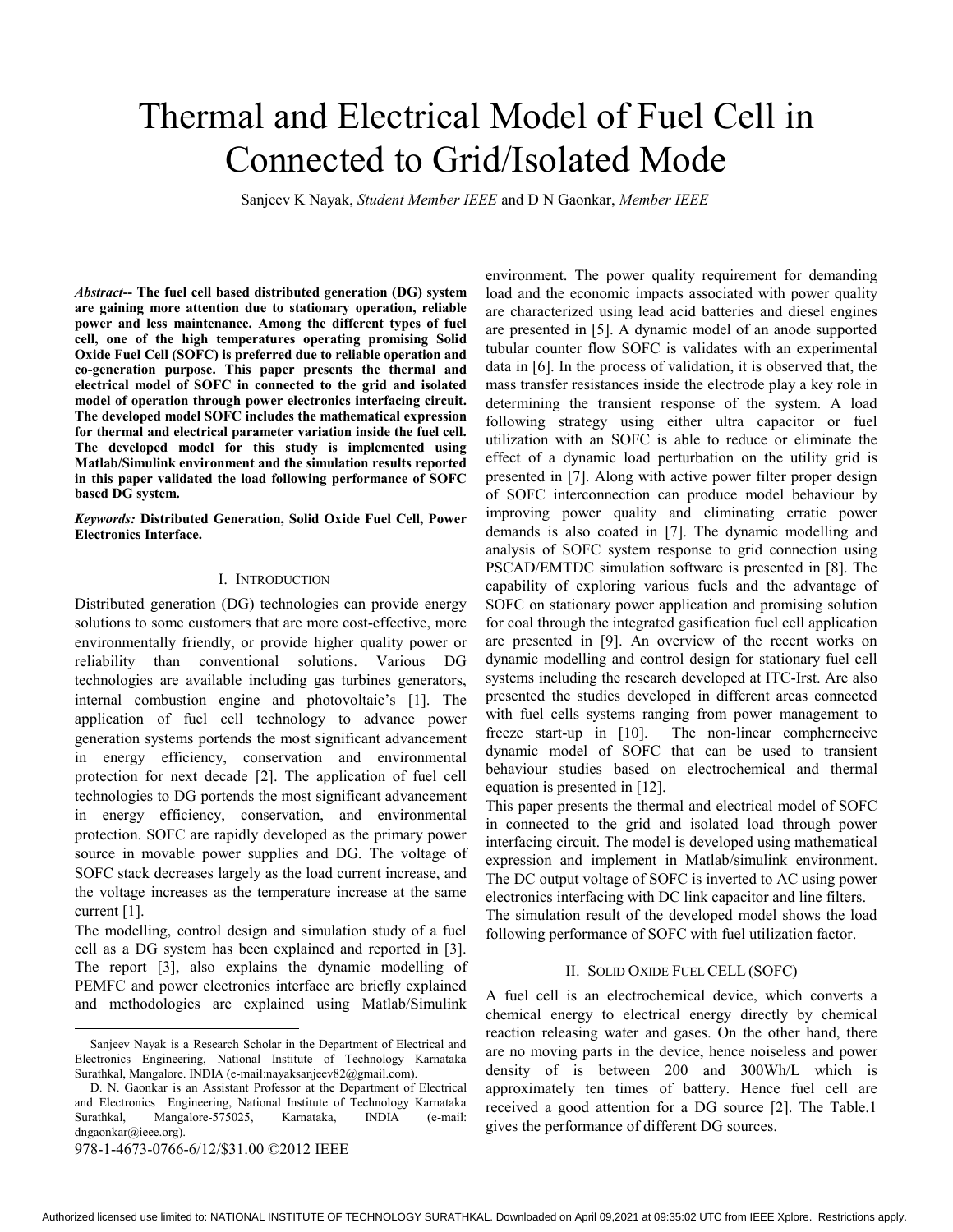# Thermal and Electrical Model of Fuel Cell in Connected to Grid/Isolated Mode

Sanjeev K Nayak, *Student Member IEEE* and D N Gaonkar, *Member IEEE*

***Abstract*-- The fuel cell based distributed generation (DG) system are gaining more attention due to stationary operation, reliable power and less maintenance. Among the different types of fuel cell, one of the high temperatures operating promising Solid Oxide Fuel Cell (SOFC) is preferred due to reliable operation and co-generation purpose. This paper presents the thermal and electrical model of SOFC in connected to the grid and isolated model of operation through power electronics interfacing circuit. The developed model SOFC includes the mathematical expression for thermal and electrical parameter variation inside the fuel cell. The developed model for this study is implemented using Matlab/Simulink environment and the simulation results reported in this paper validated the load following performance of SOFC based DG system.**

***Keywords:* Distributed Generation, Solid Oxide Fuel Cell, Power Electronics Interface.**

## I. Introduction

Distributed generation (DG) technologies can provide energy solutions to some customers that are more cost-effective, more environmentally friendly, or provide higher quality power or reliability than conventional solutions. Various DG technologies are available including gas turbines generators, internal combustion engine and photovoltaic's [1]. The application of fuel cell technology to advance power generation systems portends the most significant advancement in energy efficiency, conservation and environmental protection for next decade [2]. The application of fuel cell technologies to DG portends the most significant advancement in energy efficiency, conservation, and environmental protection. SOFC are rapidly developed as the primary power source in movable power supplies and DG. The voltage of SOFC stack decreases largely as the load current increase, and the voltage increases as the temperature increase at the same current [1].

The modelling, control design and simulation study of a fuel cell as a DG system has been explained and reported in [3]. The report [3], also explains the dynamic modelling of PEMFC and power electronics interface are briefly explained and methodologies are explained using Matlab/Simulink environment. The power quality requirement for demanding load and the economic impacts associated with power quality are characterized using lead acid batteries and diesel engines are presented in [5]. A dynamic model of an anode supported tubular counter flow SOFC is validates with an experimental data in [6]. In the process of validation, it is observed that, the mass transfer resistances inside the electrode play a key role in determining the transient response of the system. A load following strategy using either ultra capacitor or fuel utilization with an SOFC is able to reduce or eliminate the effect of a dynamic load perturbation on the utility grid is presented in [7]. Along with active power filter proper design of SOFC interconnection can produce model behaviour by improving power quality and eliminating erratic power demands is also coated in [7]. The dynamic modelling and analysis of SOFC system response to grid connection using PSCAD/EMTDC simulation software is presented in [8]. The capability of exploring various fuels and the advantage of SOFC on stationary power application and promising solution for coal through the integrated gasification fuel cell application are presented in [9]. An overview of the recent works on dynamic modelling and control design for stationary fuel cell systems including the research developed at ITC-Irst. Are also presented the studies developed in different areas connected with fuel cells systems ranging from power management to freeze start-up in [10]. The non-linear comphernceive dynamic model of SOFC that can be used to transient behaviour studies based on electrochemical and thermal equation is presented in [12].

This paper presents the thermal and electrical model of SOFC in connected to the grid and isolated load through power interfacing circuit. The model is developed using mathematical expression and implement in Matlab/simulink environment. The DC output voltage of SOFC is inverted to AC using power electronics interfacing with DC link capacitor and line filters.

The simulation result of the developed model shows the load following performance of SOFC with fuel utilization factor.

## II. Solid Oxide Fuel Cell (SOFC)

A fuel cell is an electrochemical device, which converts a chemical energy to electrical energy directly by chemical reaction releasing water and gases. On the other hand, there are no moving parts in the device, hence noiseless and power density of is between 200 and 300Wh/L which is approximately ten times of battery. Hence fuel cell are received a good attention for a DG source [2]. The Table.1 gives the performance of different DG sources.

Sanjeev Nayak is a Research Scholar in the Department of Electrical and Electronics Engineering, National Institute of Technology Karnataka Surathkal, Mangalore. INDIA (e-mail:nayaksanjeev82@gmail.com).

D. N. Gaonkar is an Assistant Professor at the Department of Electrical and Electronics Engineering, National Institute of Technology Karnataka Surathkal, Mangalore-575025, Karnataka, INDIA (e-mail: dngaonkar@ieee.org).

978-1-4673-0766-6/12/$31.00 ©2012 IEEE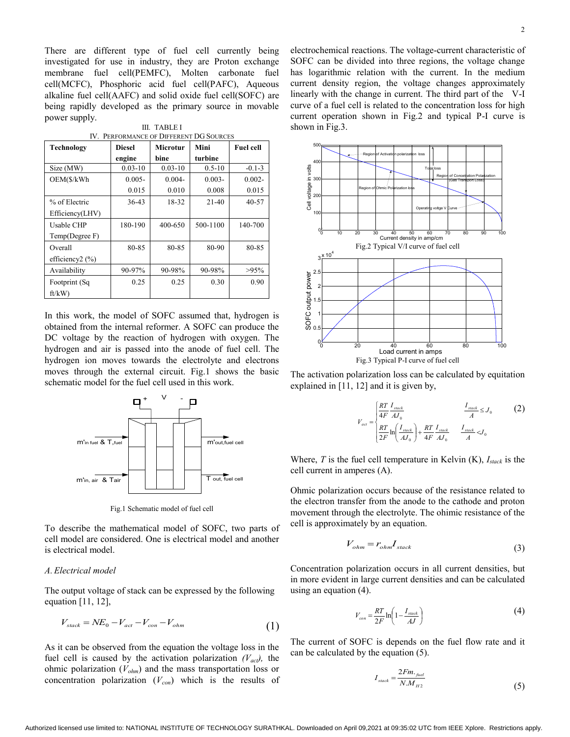There are different type of fuel cell currently being investigated for use in industry, they are Proton exchange membrane fuel cell(PEMFC), Molten carbonate fuel cell(MCFC), Phosphoric acid fuel cell(PAFC), Aqueous alkaline fuel cell(AAFC) and solid oxide fuel cell(SOFC) are being rapidly developed as the primary source in movable power supply.

III. TABLE I

IV. Performance of Different DG Sources

| Technology | Diesel engine | Microturbine | Mini turbine | Fuel cell |
|---|---|---|---|---|
| Size (MW) | 0.03-10 | 0.03-10 | 0.5-10 | -0.1-3 |
| OEM($/kWh | 0.005-0.015 | 0.004-0.010 | 0.003-0.008 | 0.002-0.015 |
| % of Electric Efficiency(LHV) | 36-43 | 18-32 | 21-40 | 40-57 |
| Usable CHP Temp(Degree F) | 180-190 | 400-650 | 500-1100 | 140-700 |
| Overall efficiency2 (%) | 80-85 | 80-85 | 80-90 | 80-85 |
| Availability | 90-97% | 90-98% | 90-98% | >95% |
| Footprint (Sq ft/kW) | 0.25 | 0.25 | 0.30 | 0.90 |

In this work, the model of SOFC assumed that, hydrogen is obtained from the internal reformer. A SOFC can produce the DC voltage by the reaction of hydrogen with oxygen. The hydrogen and air is passed into the anode of fuel cell. The hydrogen ion moves towards the electrolyte and electrons moves through the external circuit. Fig.1 shows the basic schematic model for the fuel cell used in this work.

Fig.1 Schematic model of fuel cell

To describe the mathematical model of SOFC, two parts of cell model are considered. One is electrical model and another is electrical model.

### A. Electrical model

The output voltage of stack can be expressed by the following equation [11, 12],

$$V_{stack} = NE_0 - V_{act} - V_{con} - V_{ohm} \tag{1}$$

As it can be observed from the equation the voltage loss in the fuel cell is caused by the activation polarization *($V_{act}$)*, the ohmic polarization ($V_{ohm}$) and the mass transportation loss or concentration polarization ($V_{con}$) which is the results of electrochemical reactions. The voltage-current characteristic of SOFC can be divided into three regions, the voltage change has logarithmic relation with the current. In the medium current density region, the voltage changes approximately linearly with the change in current. The third part of the V-I curve of a fuel cell is related to the concentration loss for high current operation shown in Fig.2 and typical P-I curve is shown in Fig.3.

Fig.2 Typical V/I curve of fuel cell

Fig.3 Typical P-I curve of fuel cell

The activation polarization loss can be calculated by equitation explained in [11, 12] and it is given by,

$$V_{act} = \begin{cases} \dfrac{RT}{4F}\dfrac{I_{stack}}{AJ_0} & \dfrac{I_{stack}}{A} \le J_0 \\[2ex] \dfrac{RT}{2F}\ln\left(\dfrac{I_{stack}}{AJ_0}\right) + \dfrac{RT}{4F}\dfrac{I_{stack}}{AJ_0} & \dfrac{I_{stack}}{A} < J_0 \end{cases} \tag{2}$$

Where, $T$ is the fuel cell temperature in Kelvin (K), $I_{stack}$ is the cell current in amperes (A).

Ohmic polarization occurs because of the resistance related to the electron transfer from the anode to the cathode and proton movement through the electrolyte. The ohimic resistance of the cell is approximately by an equation.

$$V_{ohm} = r_{ohm} I_{stack} \tag{3}$$

Concentration polarization occurs in all current densities, but in more evident in large current densities and can be calculated using an equation (4).

$$V_{con} = \frac{RT}{2F}\ln\left(1 - \frac{I_{stack}}{AJ}\right) \tag{4}$$

The current of SOFC is depends on the fuel flow rate and it can be calculated by the equation (5).

$$I_{stack} = \frac{2F\dot{m}_{fuel}}{N.M_{H2}} \tag{5}$$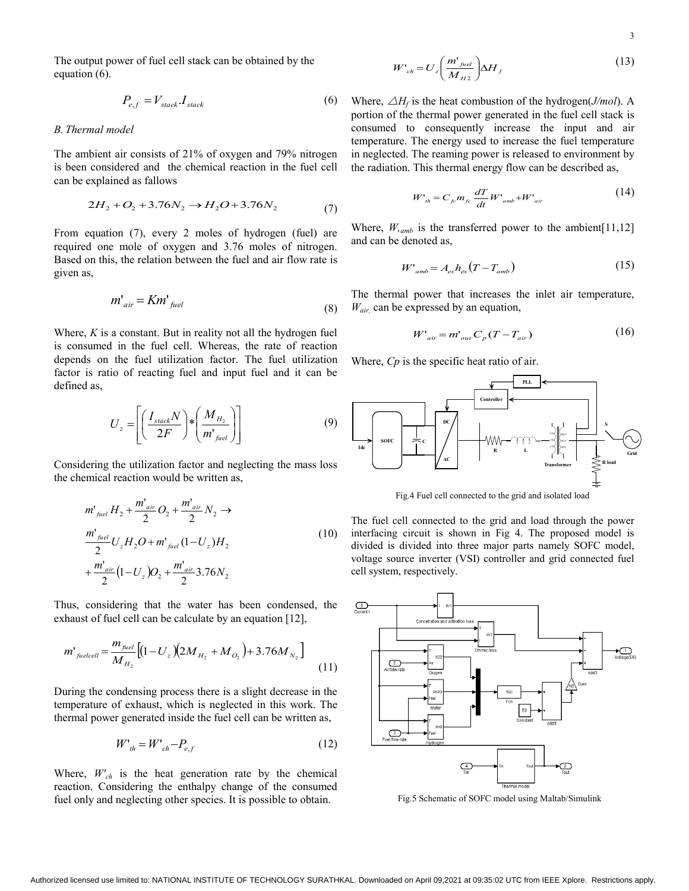The output power of fuel cell stack can be obtained by the equation (6).

$$P_{e,f} = V_{stack}.I_{stack} \tag{6}$$

*B. Thermal model*

The ambient air consists of 21% of oxygen and 79% nitrogen is been considered and the chemical reaction in the fuel cell can be explained as fallows

$$2H_2 + O_2 + 3.76N_2 \rightarrow H_2O + 3.76N_2 \tag{7}$$

From equation (7), every 2 moles of hydrogen (fuel) are required one mole of oxygen and 3.76 moles of nitrogen. Based on this, the relation between the fuel and air flow rate is given as,

$$m'_{air} = Km'_{fuel} \tag{8}$$

Where, $K$ is a constant. But in reality not all the hydrogen fuel is consumed in the fuel cell. Whereas, the rate of reaction depends on the fuel utilization factor. The fuel utilization factor is ratio of reacting fuel and input fuel and it can be defined as,

$$U_z = \left[\left(\frac{I_{stack}N}{2F}\right) * \left(\frac{M_{H_2}}{m'_{fuel}}\right)\right] \tag{9}$$

Considering the utilization factor and neglecting the mass loss the chemical reaction would be written as,

$$\begin{aligned} &m'_{fuel}H_2 + \frac{m'_{air}}{2}O_2 + \frac{m'_{air}}{2}N_2 \rightarrow \\ &\frac{m'_{fuel}}{2}U_z H_2O + m'_{fuel}(1-U_z)H_2 \\ &+\frac{m'_{air}}{2}(1-U_z)O_2 + \frac{m'_{air}}{2}3.76N_2 \end{aligned} \tag{10}$$

Thus, considering that the water has been condensed, the exhaust of fuel cell can be calculate by an equation [12],

$$m'_{fuelcell} = \frac{m_{fuel}}{M_{H_2}}\left[(1-U_z)(2M_{H_2} + M_{O_2}) + 3.76M_{N_2}\right] \tag{11}$$

During the condensing process there is a slight decrease in the temperature of exhaust, which is neglected in this work. The thermal power generated inside the fuel cell can be written as,

$$W'_{th} = W'_{ch} - P_{e,f} \tag{12}$$

Where, $W'_{ch}$ is the heat generation rate by the chemical reaction. Considering the enthalpy change of the consumed fuel only and neglecting other species. It is possible to obtain.

$$W'_{ch} = U_z\left(\frac{m'_{fuel}}{M_{H2}}\right)\Delta H_f \tag{13}$$

Where, $\triangle H_f$ is the heat combustion of the hydrogen(*J/mol*). A portion of the thermal power generated in the fuel cell stack is consumed to consequently increase the input and air temperature. The energy used to increase the fuel temperature in neglected. The reaming power is released to environment by the radiation. This thermal energy flow can be described as,

$$W'_{th} = C_{fc}m_{fc}\frac{dT}{dt}W'_{amb} + W'_{air} \tag{14}$$

Where, $W'_{amb}$ is the transferred power to the ambient[11,12] and can be denoted as,

$$W'_{amb} = A_{ex}h_{ex}(T - T_{amb}) \tag{15}$$

The thermal power that increases the inlet air temperature, $W_{air}$, can be expressed by an equation,

$$W'_{air} = m'_{out}C_p(T - T_{air}) \tag{16}$$

Where, $Cp$ is the specific heat ratio of air.

Fig.4 Fuel cell connected to the grid and isolated load

The fuel cell connected to the grid and load through the power interfacing circuit is shown in Fig 4. The proposed model is divided is divided into three major parts namely SOFC model, voltage source inverter (VSI) controller and grid connected fuel cell system, respectively.

Fig.5 Schematic of SOFC model using Maltab/Simulink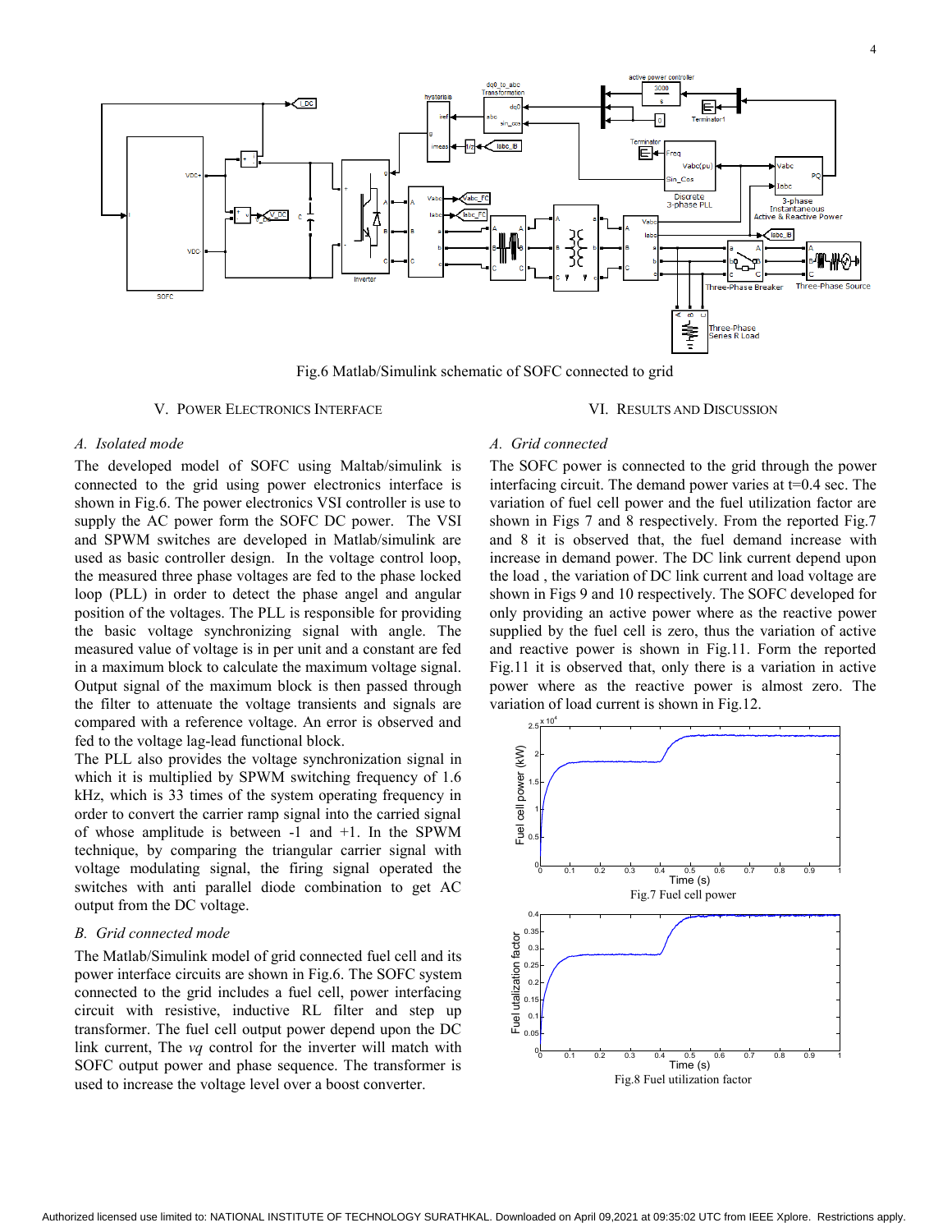Fig.6 Matlab/Simulink schematic of SOFC connected to grid

## V. Power Electronics Interface

### A. Isolated mode

The developed model of SOFC using Maltab/simulink is connected to the grid using power electronics interface is shown in Fig.6. The power electronics VSI controller is use to supply the AC power form the SOFC DC power. The VSI and SPWM switches are developed in Matlab/simulink are used as basic control design. In the voltage control loop, the measured three phase voltages are fed to the phase locked loop (PLL) in order to detect the phase angel and angular position of the voltages. The PLL is responsible for providing the basic voltage synchronizing signal with angle. The measured value of voltage is in per unit and a constant are fed in a maximum block to calculate the maximum voltage signal. Output signal of the maximum block is then passed through the filter to attenuate the voltage transients and signals are compared with a reference voltage. An error is observed and fed to the voltage lag-lead functional block.

The PLL also provides the voltage synchronization signal in which it is multiplied by SPWM switching frequency of 1.6 kHz, which is 33 times of the system operating frequency in order to convert the carrier ramp signal into the carried signal of whose amplitude is between -1 and +1. In the SPWM technique, by comparing the triangular carrier signal with voltage modulating signal, the firing signal operated the switches with anti parallel diode combination to get AC output from the DC voltage.

### B. Grid connected mode

The Matlab/Simulink model of grid connected fuel cell and its power interface circuits are shown in Fig.6. The SOFC system connected to the grid includes a fuel cell, power interfacing circuit with resistive, inductive RL filter and step up transformer. The fuel cell output power depend upon the DC link current, The *vq* control for the inverter will match with SOFC output power and phase sequence. The transformer is used to increase the voltage level over a boost converter.

## VI. Results and Discussion

### A. Grid connected

The SOFC power is connected to the grid through the power interfacing circuit. The demand power varies at t=0.4 sec. The variation of fuel cell power and the fuel utilization factor are shown in Figs 7 and 8 respectively. From the reported Fig.7 and 8 it is observed that, the fuel demand increase with increase in demand power. The DC link current depend upon the load , the variation of DC link current and load voltage are shown in Figs 9 and 10 respectively. The SOFC developed for only providing an active power where as the reactive power supplied by the fuel cell is zero, thus the variation of active and reactive power is shown in Fig.11. Form the reported Fig.11 it is observed that, only there is a variation in active power where as the reactive power is almost zero. The variation of load current is shown in Fig.12.

Fig.7 Fuel cell power

Fig.8 Fuel utilization factor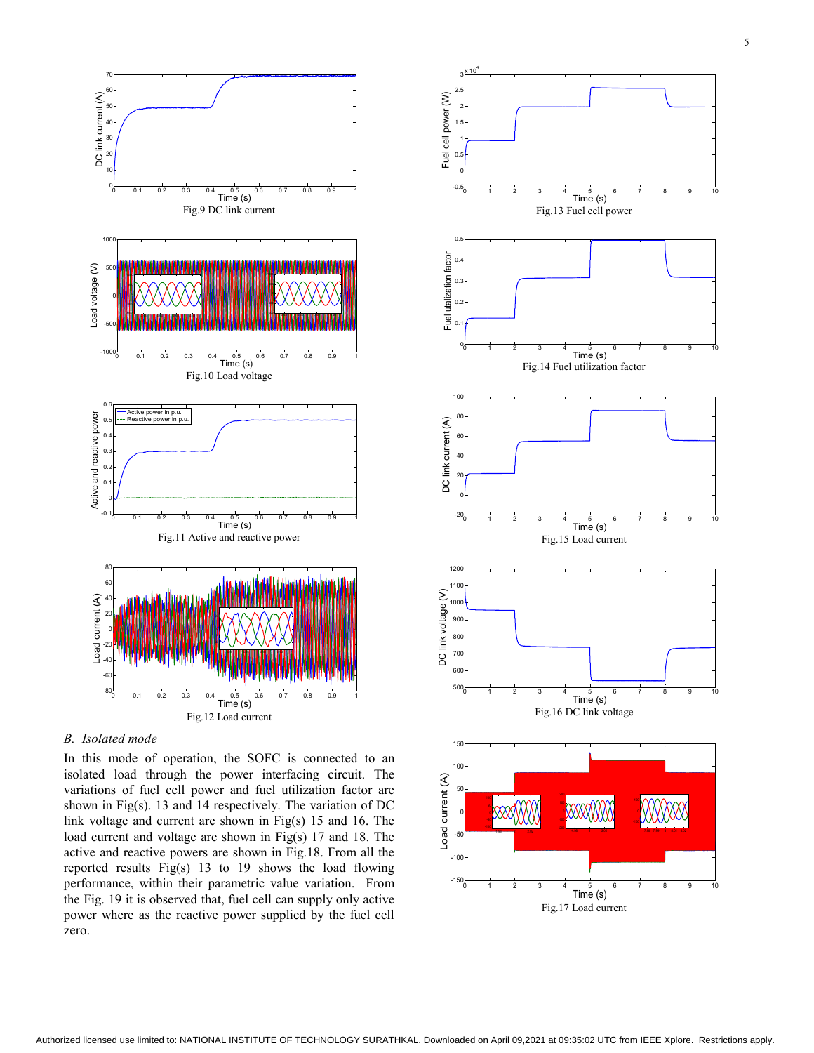Fig.9 DC link current

Fig.10 Load voltage

Fig.11 Active and reactive power

Fig.12 Load current

### B. Isolated mode

In this mode of operation, the SOFC is connected to an isolated load through the power interfacing circuit. The variations of fuel cell power and fuel utilization factor are shown in Fig(s). 13 and 14 respectively. The variation of DC link voltage and current are shown in Fig(s) 15 and 16. The load current and voltage are shown in Fig(s) 17 and 18. The active and reactive powers are shown in Fig.18. From all the reported results Fig(s) 13 to 19 shows the load flowing performance, within their parametric value variation. From the Fig. 19 it is observed that, fuel cell can supply only active power where as the reactive power supplied by the fuel cell zero.

Fig.13 Fuel cell power

Fig.14 Fuel utilization factor

Fig.15 Load current

Fig.16 DC link voltage

Fig.17 Load current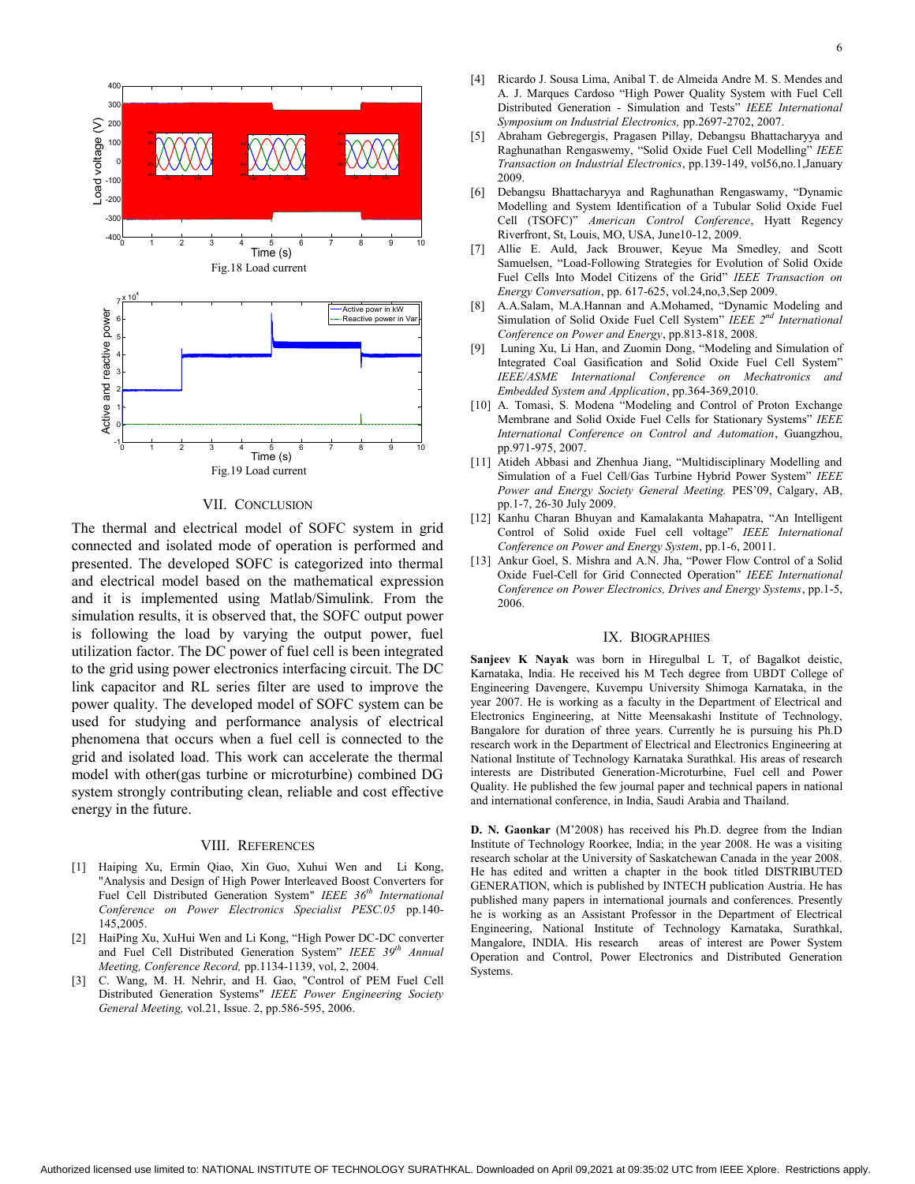400
300
200
100
0
-100
-200
-300
-400
0 1 2 3 4 5 6 7 8 9 10
Load voltage (V)
Time (s)

Fig.18 Load current

7 x 10^4
6
5
4
3
2
1
0
-1
0 1 2 3 4 5 6 7 8 9 10
Active and reactive power
Time (s)
Active powr in kW
Reactive power in Var

Fig.19 Load current

## VII. CONCLUSION

The thermal and electrical model of SOFC system in grid connected and isolated mode of operation is performed and presented. The developed SOFC is categorized into thermal and electrical model based on the mathematical expression and it is implemented using Matlab/Simulink. From the simulation results, it is observed that, the SOFC output power is following the load by varying the output power, fuel utilization factor. The DC power of fuel cell is been integrated to the grid using power electronics interfacing circuit. The DC link capacitor and RL series filter are used to improve the power quality. The developed model of SOFC system can be used for studying and performance analysis of electrical phenomena that occurs when a fuel cell is connected to the grid and isolated load. This work can accelerate the thermal model with other(gas turbine or microturbine) combined DG system strongly contributing clean, reliable and cost effective energy in the future.

## VIII. REFERENCES

[1] Haiping Xu, Ermin Qiao, Xin Guo, Xuhui Wen and Li Kong, "Analysis and Design of High Power Interleaved Boost Converters for Fuel Cell Distributed Generation System" *IEEE 36th International Conference on Power Electronics Specialist PESC.05* pp.140-145,2005.

[2] HaiPing Xu, XuHui Wen and Li Kong, "High Power DC-DC converter and Fuel Cell Distributed Generation System" *IEEE 39th Annual Meeting, Conference Record,* pp.1134-1139, vol, 2, 2004.

[3] C. Wang, M. H. Nehrir, and H. Gao, "Control of PEM Fuel Cell Distributed Generation Systems" *IEEE Power Engineering Society General Meeting,* vol.21, Issue. 2, pp.586-595, 2006.

[4] Ricardo J. Sousa Lima, Anibal T. de Almeida Andre M. S. Mendes and A. J. Marques Cardoso "High Power Quality System with Fuel Cell Distributed Generation - Simulation and Tests" *IEEE International Symposium on Industrial Electronics,* pp.2697-2702, 2007.

[5] Abraham Gebregergis, Pragasen Pillay, Debangsu Bhattacharyya and Raghunathan Rengaswemy, "Solid Oxide Fuel Cell Modelling" *IEEE Transaction on Industrial Electronics*, pp.139-149, vol56,no.1,January 2009.

[6] Debangsu Bhattacharyya and Raghunathan Rengaswamy, "Dynamic Modelling and System Identification of a Tubular Solid Oxide Fuel Cell (TSOFC)" *American Control Conference*, Hyatt Regency Riverfront, St, Louis, MO, USA, June10-12, 2009.

[7] Allie E. Auld, Jack Brouwer, Keyue Ma Smedley, and Scott Samuelsen, "Load-Following Strategies for Evolution of Solid Oxide Fuel Cells Into Model Citizens of the Grid" *IEEE Transaction on Energy Conversation*, pp. 617-625, vol.24,no,3,Sep 2009.

[8] A.A.Salam, M.A.Hannan and A.Mohamed, "Dynamic Modeling and Simulation of Solid Oxide Fuel Cell System" *IEEE 2nd International Conference on Power and Energy*, pp.813-818, 2008.

[9] Luning Xu, Li Han, and Zuomin Dong, "Modeling and Simulation of Integrated Coal Gasification and Solid Oxide Fuel Cell System" *IEEE/ASME International Conference on Mechatronics and Embedded System and Application*, pp.364-369,2010.

[10] A. Tomasi, S. Modena "Modeling and Control of Proton Exchange Membrane and Solid Oxide Fuel Cells for Stationary Systems" *IEEE International Conference on Control and Automation*, Guangzhou, pp.971-975, 2007.

[11] Atideh Abbasi and Zhenhua Jiang, "Multidisciplinary Modelling and Simulation of a Fuel Cell/Gas Turbine Hybrid Power System" *IEEE Power and Energy Society General Meeting.* PES'09, Calgary, AB, pp.1-7, 26-30 July 2009.

[12] Kanhu Charan Bhuyan and Kamalakanta Mahapatra, "An Intelligent Control of Solid oxide Fuel cell voltage" *IEEE International Conference on Power and Energy System*, pp.1-6, 20011.

[13] Ankur Goel, S. Mishra and A.N. Jha, "Power Flow Control of a Solid Oxide Fuel-Cell for Grid Connected Operation" *IEEE International Conference on Power Electronics, Drives and Energy Systems*, pp.1-5, 2006.

## IX. BIOGRAPHIES

**Sanjeev K Nayak** was born in Hiregulbal L T, of Bagalkot deistic, Karnataka, India. He received his M Tech degree from UBDT College of Engineering Davengere, Kuvempu University Shimoga Karnataka, in the year 2007. He is working as a faculty in the Department of Electrical and Electronics Engineering, at Nitte Meensakashi Institute of Technology, Bangalore for duration of three years. Currently he is pursuing his Ph.D research work in the Department of Electrical and Electronics Engineering at National Institute of Technology Karnataka Surathkal. His areas of research interests are Distributed Generation-Microturbine, Fuel cell and Power Quality. He published the few journal paper and technical papers in national and international conference, in India, Saudi Arabia and Thailand.

**D. N. Gaonkar** (M'2008) has received his Ph.D. degree from the Indian Institute of Technology Roorkee, India; in the year 2008. He was a visiting research scholar at the University of Saskatchewan Canada in the year 2008. He has edited and written a chapter in the book titled DISTRIBUTED GENERATION, which is published by INTECH publication Austria. He has published many papers in international journals and conferences. Presently he is working as an Assistant Professor in the Department of Electrical Engineering, National Institute of Technology Karnataka, Surathkal, Mangalore, INDIA. His research areas of interest are Power System Operation and Control, Power Electronics and Distributed Generation Systems.